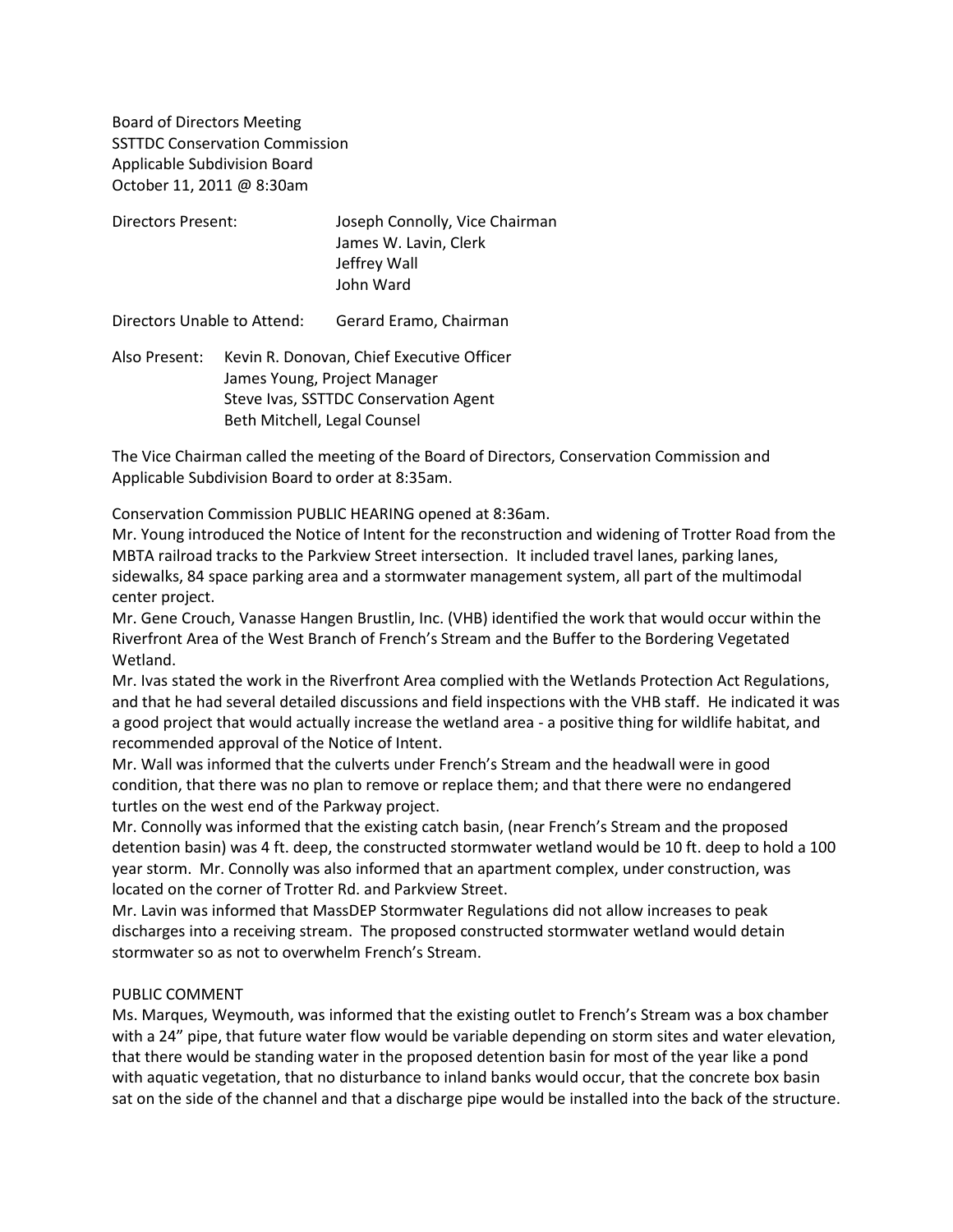Board of Directors Meeting
SSTTDC Conservation Commission
Applicable Subdivision Board
October 11, 2011 @ 8:30am

Directors Present: Joseph Connolly, Vice Chairman
James W. Lavin, Clerk
Jeffrey Wall
John Ward

Directors Unable to Attend: Gerard Eramo, Chairman

Also Present: Kevin R. Donovan, Chief Executive Officer
James Young, Project Manager
Steve Ivas, SSTTDC Conservation Agent
Beth Mitchell, Legal Counsel

The Vice Chairman called the meeting of the Board of Directors, Conservation Commission and Applicable Subdivision Board to order at 8:35am.

Conservation Commission PUBLIC HEARING opened at 8:36am.

Mr. Young introduced the Notice of Intent for the reconstruction and widening of Trotter Road from the MBTA railroad tracks to the Parkview Street intersection. It included travel lanes, parking lanes, sidewalks, 84 space parking area and a stormwater management system, all part of the multimodal center project.

Mr. Gene Crouch, Vanasse Hangen Brustlin, Inc. (VHB) identified the work that would occur within the Riverfront Area of the West Branch of French's Stream and the Buffer to the Bordering Vegetated Wetland.

Mr. Ivas stated the work in the Riverfront Area complied with the Wetlands Protection Act Regulations, and that he had several detailed discussions and field inspections with the VHB staff. He indicated it was a good project that would actually increase the wetland area - a positive thing for wildlife habitat, and recommended approval of the Notice of Intent.

Mr. Wall was informed that the culverts under French's Stream and the headwall were in good condition, that there was no plan to remove or replace them; and that there were no endangered turtles on the west end of the Parkway project.

Mr. Connolly was informed that the existing catch basin, (near French's Stream and the proposed detention basin) was 4 ft. deep, the constructed stormwater wetland would be 10 ft. deep to hold a 100 year storm. Mr. Connolly was also informed that an apartment complex, under construction, was located on the corner of Trotter Rd. and Parkview Street.

Mr. Lavin was informed that MassDEP Stormwater Regulations did not allow increases to peak discharges into a receiving stream. The proposed constructed stormwater wetland would detain stormwater so as not to overwhelm French's Stream.

PUBLIC COMMENT

Ms. Marques, Weymouth, was informed that the existing outlet to French's Stream was a box chamber with a 24" pipe, that future water flow would be variable depending on storm sites and water elevation, that there would be standing water in the proposed detention basin for most of the year like a pond with aquatic vegetation, that no disturbance to inland banks would occur, that the concrete box basin sat on the side of the channel and that a discharge pipe would be installed into the back of the structure.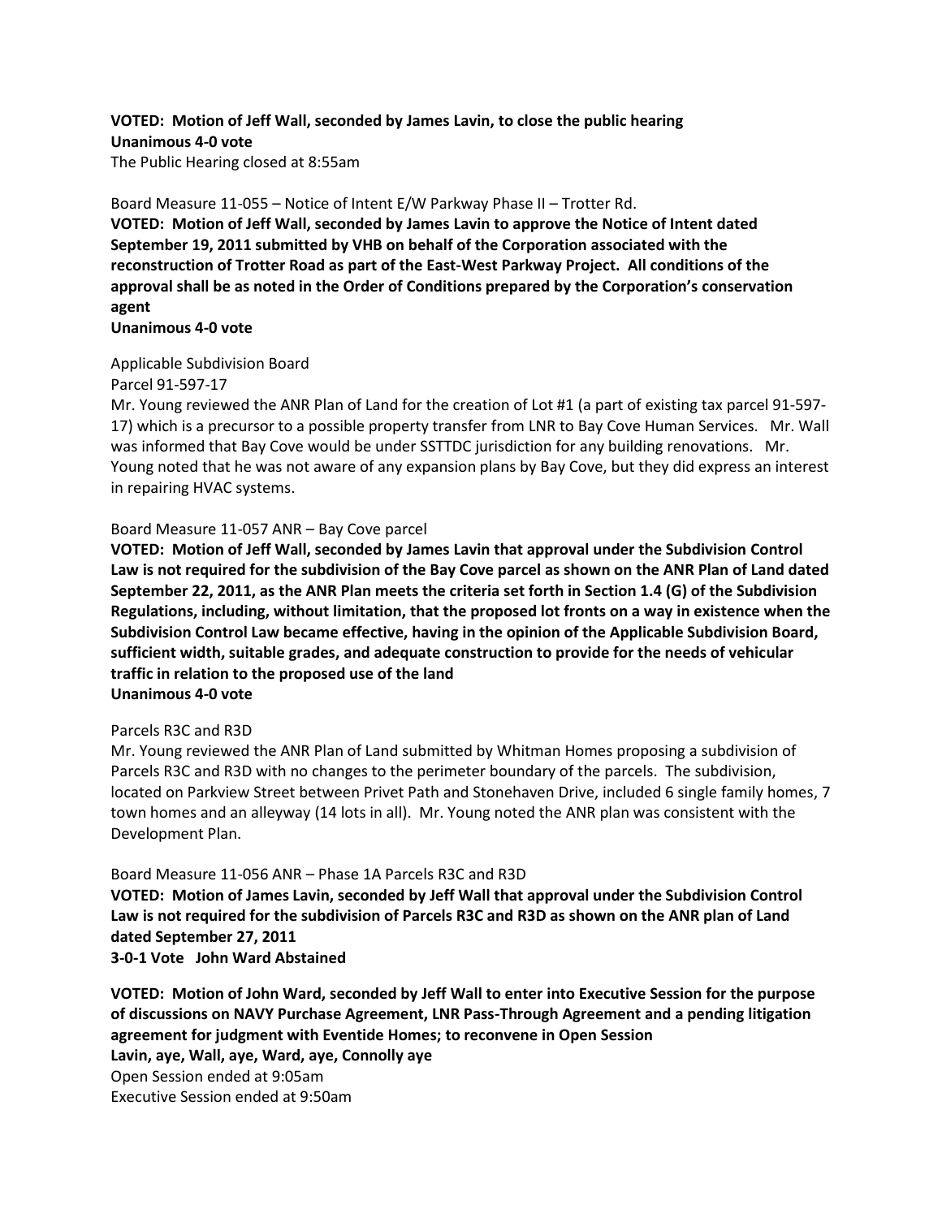**VOTED: Motion of Jeff Wall, seconded by James Lavin, to close the public hearing**
**Unanimous 4-0 vote**
The Public Hearing closed at 8:55am

Board Measure 11-055 – Notice of Intent E/W Parkway Phase II – Trotter Rd.
**VOTED: Motion of Jeff Wall, seconded by James Lavin to approve the Notice of Intent dated September 19, 2011 submitted by VHB on behalf of the Corporation associated with the reconstruction of Trotter Road as part of the East-West Parkway Project. All conditions of the approval shall be as noted in the Order of Conditions prepared by the Corporation's conservation agent**
**Unanimous 4-0 vote**

Applicable Subdivision Board
Parcel 91-597-17
Mr. Young reviewed the ANR Plan of Land for the creation of Lot #1 (a part of existing tax parcel 91-597-17) which is a precursor to a possible property transfer from LNR to Bay Cove Human Services. Mr. Wall was informed that Bay Cove would be under SSTTDC jurisdiction for any building renovations. Mr. Young noted that he was not aware of any expansion plans by Bay Cove, but they did express an interest in repairing HVAC systems.

Board Measure 11-057 ANR – Bay Cove parcel
**VOTED: Motion of Jeff Wall, seconded by James Lavin that approval under the Subdivision Control Law is not required for the subdivision of the Bay Cove parcel as shown on the ANR Plan of Land dated September 22, 2011, as the ANR Plan meets the criteria set forth in Section 1.4 (G) of the Subdivision Regulations, including, without limitation, that the proposed lot fronts on a way in existence when the Subdivision Control Law became effective, having in the opinion of the Applicable Subdivision Board, sufficient width, suitable grades, and adequate construction to provide for the needs of vehicular traffic in relation to the proposed use of the land**
**Unanimous 4-0 vote**

Parcels R3C and R3D
Mr. Young reviewed the ANR Plan of Land submitted by Whitman Homes proposing a subdivision of Parcels R3C and R3D with no changes to the perimeter boundary of the parcels. The subdivision, located on Parkview Street between Privet Path and Stonehaven Drive, included 6 single family homes, 7 town homes and an alleyway (14 lots in all). Mr. Young noted the ANR plan was consistent with the Development Plan.

Board Measure 11-056 ANR – Phase 1A Parcels R3C and R3D
**VOTED: Motion of James Lavin, seconded by Jeff Wall that approval under the Subdivision Control Law is not required for the subdivision of Parcels R3C and R3D as shown on the ANR plan of Land dated September 27, 2011**
**3-0-1 Vote John Ward Abstained**

**VOTED: Motion of John Ward, seconded by Jeff Wall to enter into Executive Session for the purpose of discussions on NAVY Purchase Agreement, LNR Pass-Through Agreement and a pending litigation agreement for judgment with Eventide Homes; to reconvene in Open Session**
**Lavin, aye, Wall, aye, Ward, aye, Connolly aye**
Open Session ended at 9:05am
Executive Session ended at 9:50am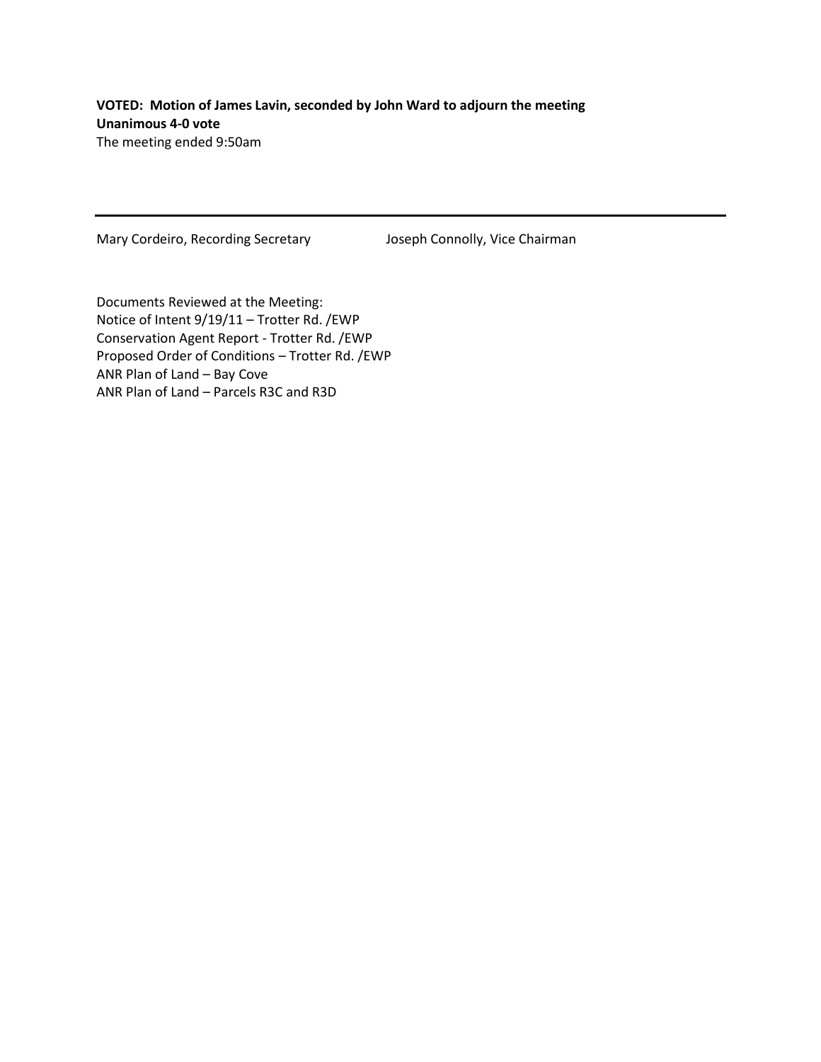**VOTED: Motion of James Lavin, seconded by John Ward to adjourn the meeting**
**Unanimous 4-0 vote**
The meeting ended 9:50am

---

Mary Cordeiro, Recording Secretary Joseph Connolly, Vice Chairman

Documents Reviewed at the Meeting:
Notice of Intent 9/19/11 – Trotter Rd. /EWP
Conservation Agent Report - Trotter Rd. /EWP
Proposed Order of Conditions – Trotter Rd. /EWP
ANR Plan of Land – Bay Cove
ANR Plan of Land – Parcels R3C and R3D